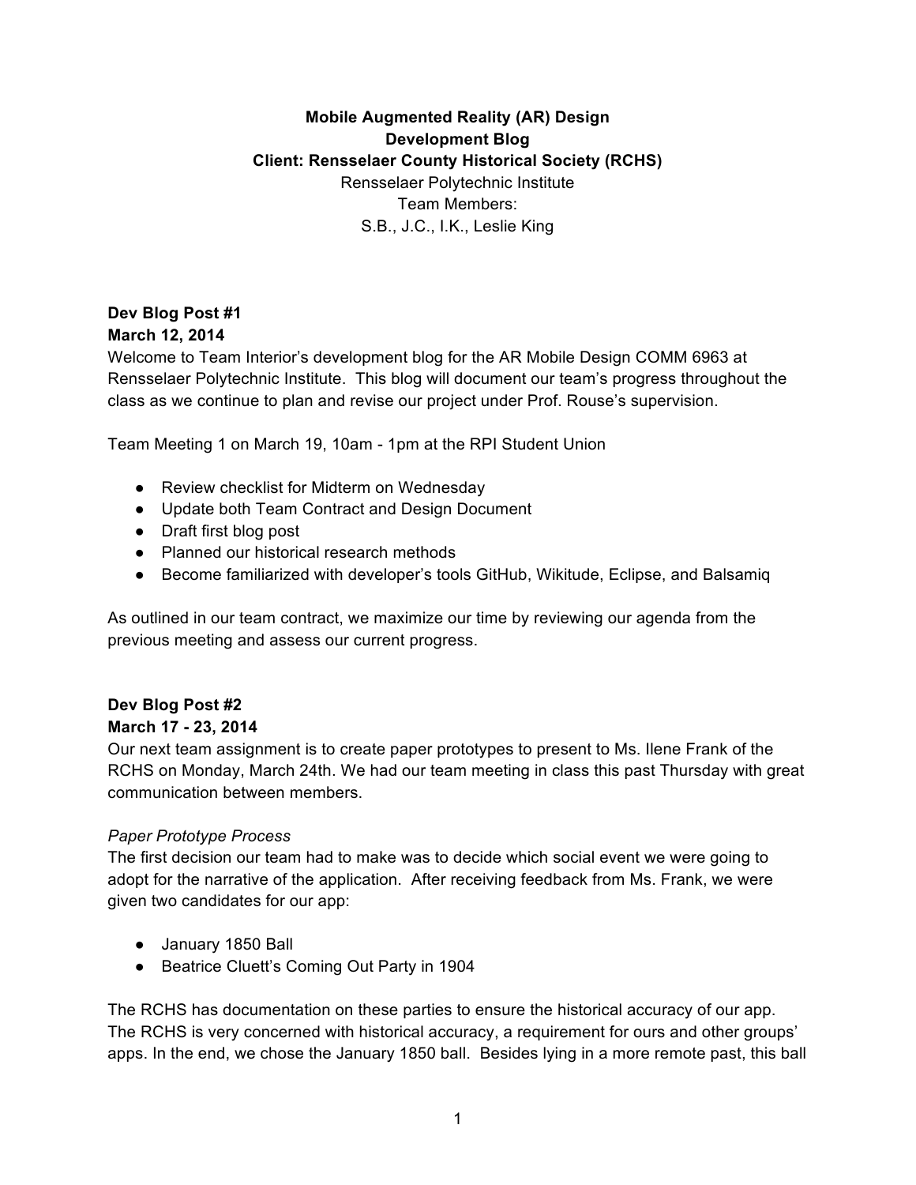**Mobile Augmented Reality (AR) Design**
**Development Blog**
**Client: Rensselaer County Historical Society (RCHS)**
Rensselaer Polytechnic Institute
Team Members:
S.B., J.C., I.K., Leslie King

**Dev Blog Post #1**
**March 12, 2014**

Welcome to Team Interior's development blog for the AR Mobile Design COMM 6963 at Rensselaer Polytechnic Institute. This blog will document our team's progress throughout the class as we continue to plan and revise our project under Prof. Rouse's supervision.

Team Meeting 1 on March 19, 10am - 1pm at the RPI Student Union

- Review checklist for Midterm on Wednesday
- Update both Team Contract and Design Document
- Draft first blog post
- Planned our historical research methods
- Become familiarized with developer's tools GitHub, Wikitude, Eclipse, and Balsamiq

As outlined in our team contract, we maximize our time by reviewing our agenda from the previous meeting and assess our current progress.

**Dev Blog Post #2**
**March 17 - 23, 2014**

Our next team assignment is to create paper prototypes to present to Ms. Ilene Frank of the RCHS on Monday, March 24th. We had our team meeting in class this past Thursday with great communication between members.

*Paper Prototype Process*

The first decision our team had to make was to decide which social event we were going to adopt for the narrative of the application. After receiving feedback from Ms. Frank, we were given two candidates for our app:

- January 1850 Ball
- Beatrice Cluett's Coming Out Party in 1904

The RCHS has documentation on these parties to ensure the historical accuracy of our app. The RCHS is very concerned with historical accuracy, a requirement for ours and other groups' apps. In the end, we chose the January 1850 ball. Besides lying in a more remote past, this ball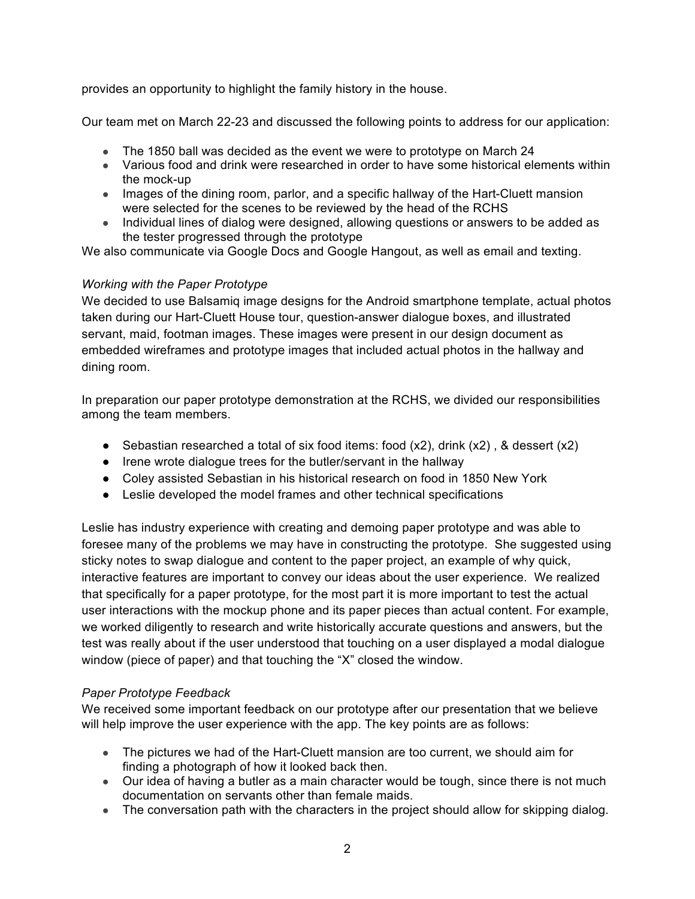provides an opportunity to highlight the family history in the house.

Our team met on March 22-23 and discussed the following points to address for our application:

- The 1850 ball was decided as the event we were to prototype on March 24
- Various food and drink were researched in order to have some historical elements within the mock-up
- Images of the dining room, parlor, and a specific hallway of the Hart-Cluett mansion were selected for the scenes to be reviewed by the head of the RCHS
- Individual lines of dialog were designed, allowing questions or answers to be added as the tester progressed through the prototype

We also communicate via Google Docs and Google Hangout, as well as email and texting.

*Working with the Paper Prototype*

We decided to use Balsamiq image designs for the Android smartphone template, actual photos taken during our Hart-Cluett House tour, question-answer dialogue boxes, and illustrated servant, maid, footman images. These images were present in our design document as embedded wireframes and prototype images that included actual photos in the hallway and dining room.

In preparation our paper prototype demonstration at the RCHS, we divided our responsibilities among the team members.

- Sebastian researched a total of six food items: food (x2), drink (x2) , & dessert (x2)
- Irene wrote dialogue trees for the butler/servant in the hallway
- Coley assisted Sebastian in his historical research on food in 1850 New York
- Leslie developed the model frames and other technical specifications

Leslie has industry experience with creating and demoing paper prototype and was able to foresee many of the problems we may have in constructing the prototype. She suggested using sticky notes to swap dialogue and content to the paper project, an example of why quick, interactive features are important to convey our ideas about the user experience. We realized that specifically for a paper prototype, for the most part it is more important to test the actual user interactions with the mockup phone and its paper pieces than actual content. For example, we worked diligently to research and write historically accurate questions and answers, but the test was really about if the user understood that touching on a user displayed a modal dialogue window (piece of paper) and that touching the "X" closed the window.

*Paper Prototype Feedback*

We received some important feedback on our prototype after our presentation that we believe will help improve the user experience with the app. The key points are as follows:

- The pictures we had of the Hart-Cluett mansion are too current, we should aim for finding a photograph of how it looked back then.
- Our idea of having a butler as a main character would be tough, since there is not much documentation on servants other than female maids.
- The conversation path with the characters in the project should allow for skipping dialog.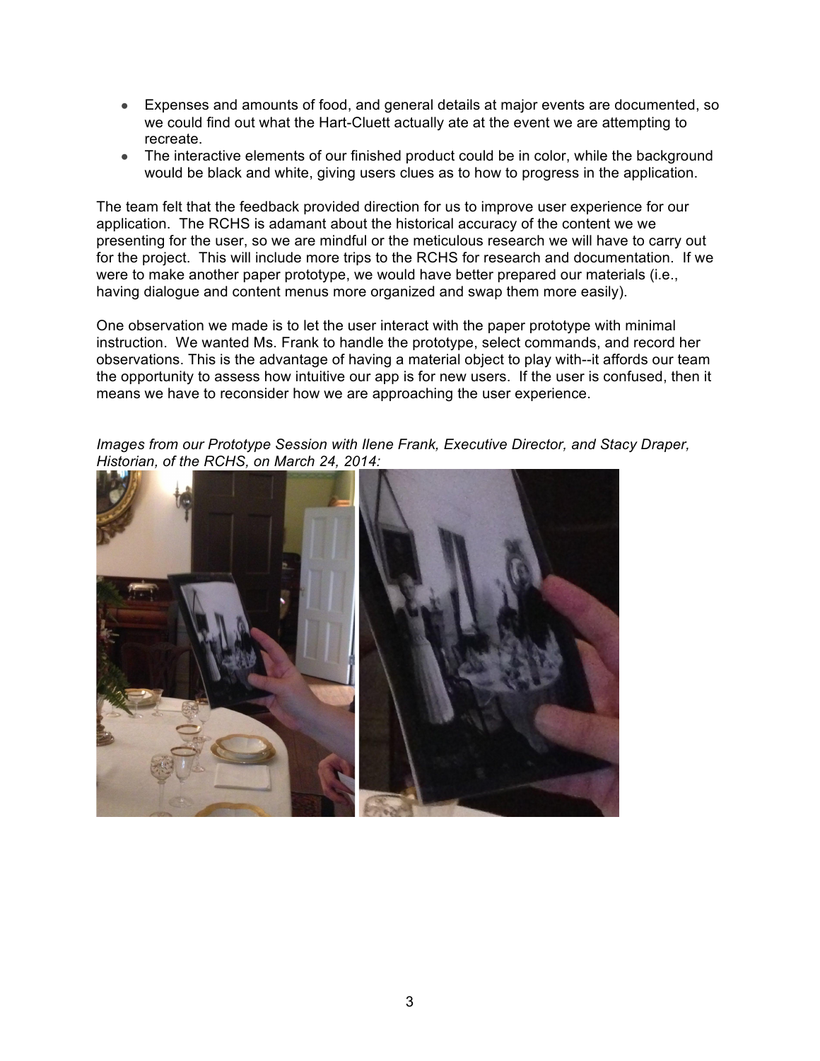- Expenses and amounts of food, and general details at major events are documented, so we could find out what the Hart-Cluett actually ate at the event we are attempting to recreate.
- The interactive elements of our finished product could be in color, while the background would be black and white, giving users clues as to how to progress in the application.

The team felt that the feedback provided direction for us to improve user experience for our application. The RCHS is adamant about the historical accuracy of the content we we presenting for the user, so we are mindful or the meticulous research we will have to carry out for the project. This will include more trips to the RCHS for research and documentation. If we were to make another paper prototype, we would have better prepared our materials (i.e., having dialogue and content menus more organized and swap them more easily).

One observation we made is to let the user interact with the paper prototype with minimal instruction. We wanted Ms. Frank to handle the prototype, select commands, and record her observations. This is the advantage of having a material object to play with--it affords our team the opportunity to assess how intuitive our app is for new users. If the user is confused, then it means we have to reconsider how we are approaching the user experience.

*Images from our Prototype Session with Ilene Frank, Executive Director, and Stacy Draper, Historian, of the RCHS, on March 24, 2014:*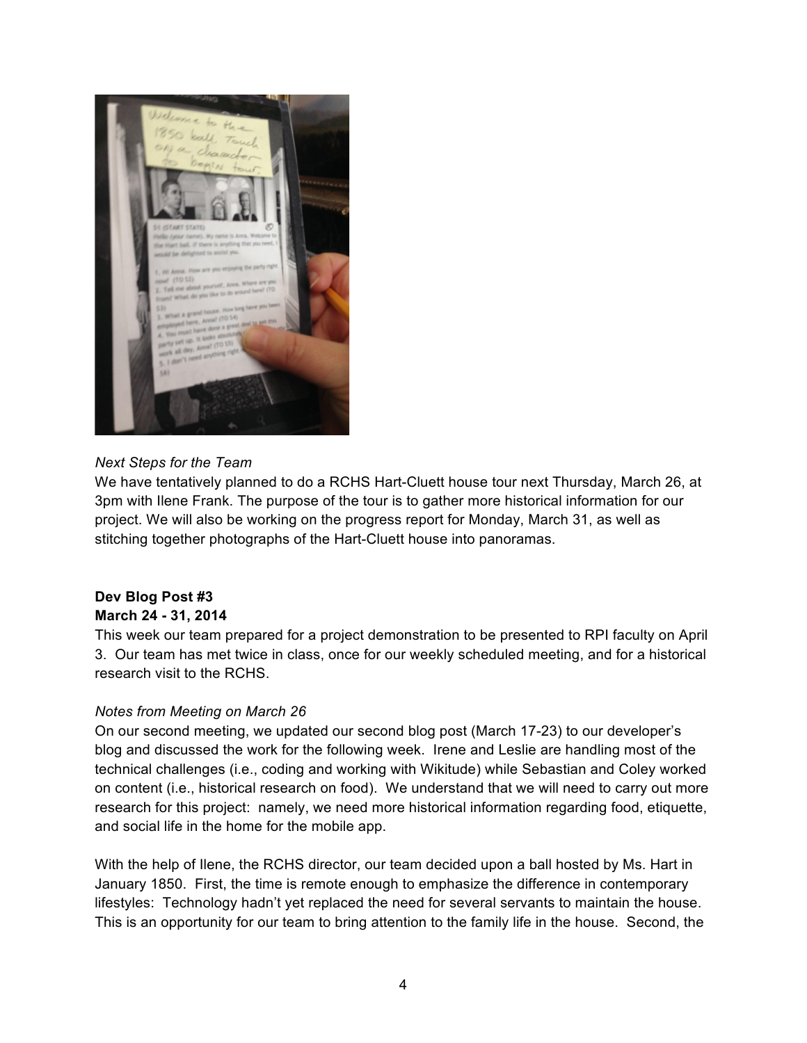*Next Steps for the Team*

We have tentatively planned to do a RCHS Hart-Cluett house tour next Thursday, March 26, at 3pm with Ilene Frank. The purpose of the tour is to gather more historical information for our project. We will also be working on the progress report for Monday, March 31, as well as stitching together photographs of the Hart-Cluett house into panoramas.

**Dev Blog Post #3**

**March 24 - 31, 2014**

This week our team prepared for a project demonstration to be presented to RPI faculty on April 3. Our team has met twice in class, once for our weekly scheduled meeting, and for a historical research visit to the RCHS.

*Notes from Meeting on March 26*

On our second meeting, we updated our second blog post (March 17-23) to our developer's blog and discussed the work for the following week. Irene and Leslie are handling most of the technical challenges (i.e., coding and working with Wikitude) while Sebastian and Coley worked on content (i.e., historical research on food). We understand that we will need to carry out more research for this project: namely, we need more historical information regarding food, etiquette, and social life in the home for the mobile app.

With the help of Ilene, the RCHS director, our team decided upon a ball hosted by Ms. Hart in January 1850. First, the time is remote enough to emphasize the difference in contemporary lifestyles: Technology hadn't yet replaced the need for several servants to maintain the house. This is an opportunity for our team to bring attention to the family life in the house. Second, the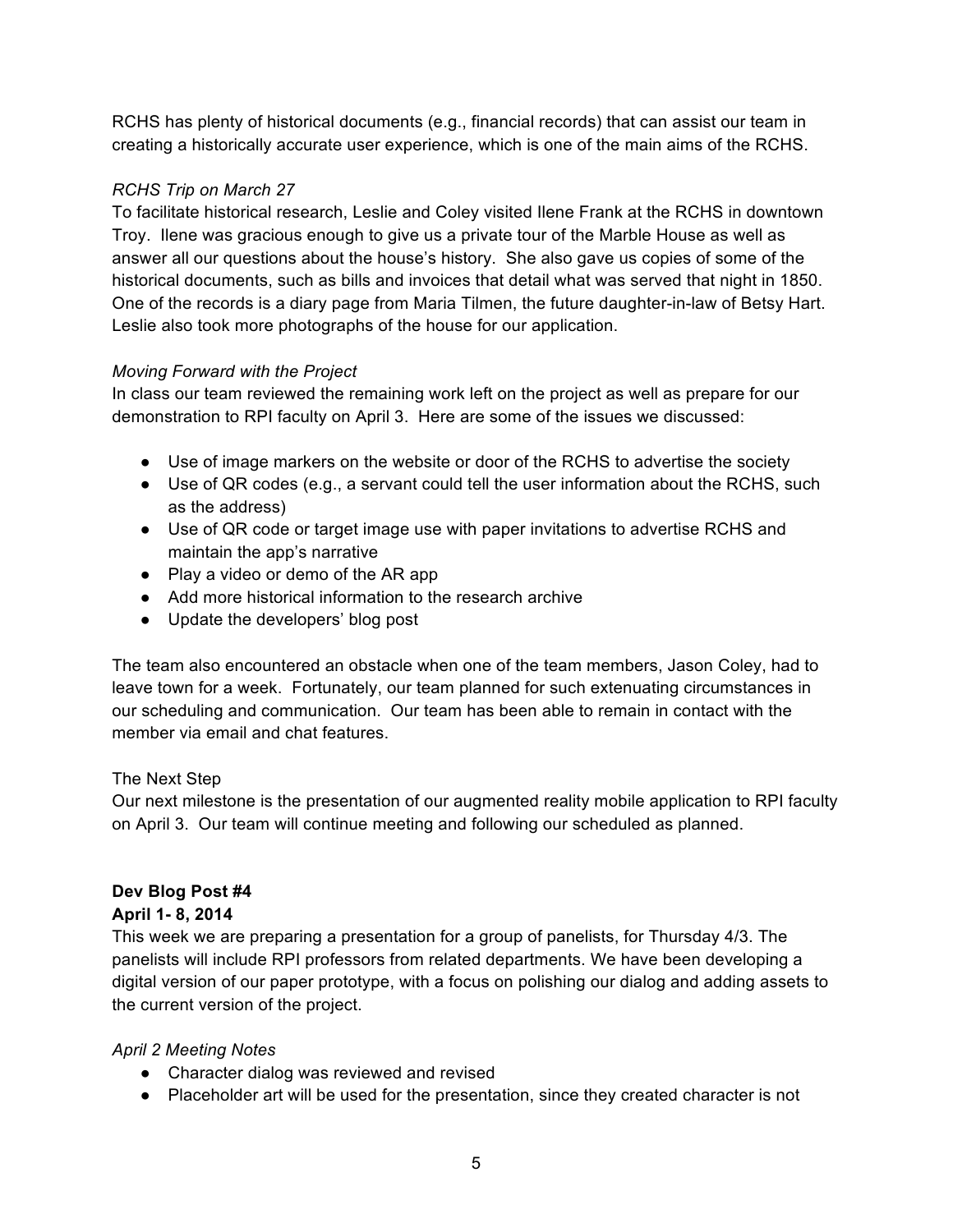RCHS has plenty of historical documents (e.g., financial records) that can assist our team in creating a historically accurate user experience, which is one of the main aims of the RCHS.

*RCHS Trip on March 27*
To facilitate historical research, Leslie and Coley visited Ilene Frank at the RCHS in downtown Troy. Ilene was gracious enough to give us a private tour of the Marble House as well as answer all our questions about the house's history. She also gave us copies of some of the historical documents, such as bills and invoices that detail what was served that night in 1850. One of the records is a diary page from Maria Tilmen, the future daughter-in-law of Betsy Hart. Leslie also took more photographs of the house for our application.

*Moving Forward with the Project*
In class our team reviewed the remaining work left on the project as well as prepare for our demonstration to RPI faculty on April 3. Here are some of the issues we discussed:

- Use of image markers on the website or door of the RCHS to advertise the society
- Use of QR codes (e.g., a servant could tell the user information about the RCHS, such as the address)
- Use of QR code or target image use with paper invitations to advertise RCHS and maintain the app's narrative
- Play a video or demo of the AR app
- Add more historical information to the research archive
- Update the developers' blog post

The team also encountered an obstacle when one of the team members, Jason Coley, had to leave town for a week. Fortunately, our team planned for such extenuating circumstances in our scheduling and communication. Our team has been able to remain in contact with the member via email and chat features.

The Next Step
Our next milestone is the presentation of our augmented reality mobile application to RPI faculty on April 3. Our team will continue meeting and following our scheduled as planned.

**Dev Blog Post #4**
**April 1- 8, 2014**
This week we are preparing a presentation for a group of panelists, for Thursday 4/3. The panelists will include RPI professors from related departments. We have been developing a digital version of our paper prototype, with a focus on polishing our dialog and adding assets to the current version of the project.

*April 2 Meeting Notes*

- Character dialog was reviewed and revised
- Placeholder art will be used for the presentation, since they created character is not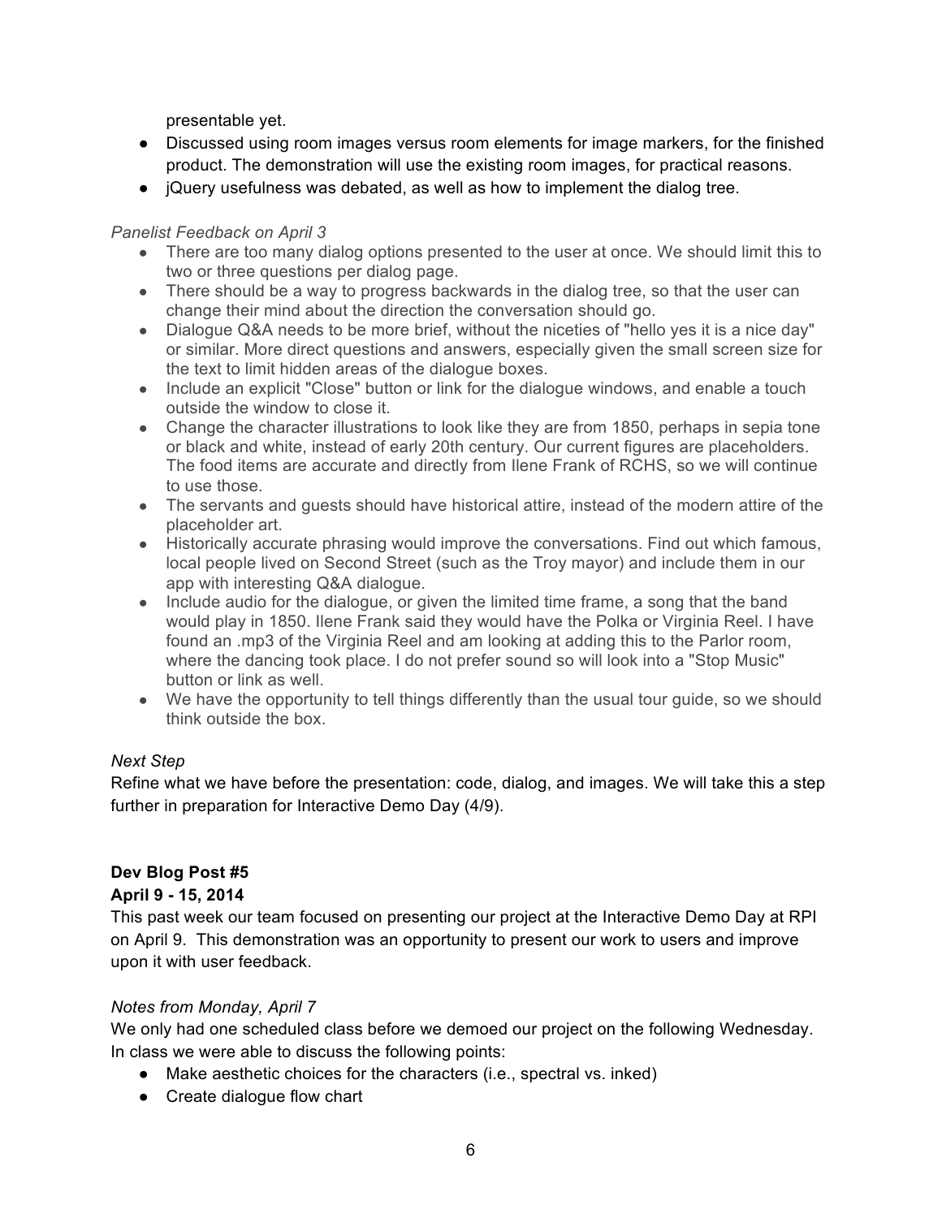presentable yet.

- Discussed using room images versus room elements for image markers, for the finished product. The demonstration will use the existing room images, for practical reasons.
- jQuery usefulness was debated, as well as how to implement the dialog tree.

*Panelist Feedback on April 3*

- There are too many dialog options presented to the user at once. We should limit this to two or three questions per dialog page.
- There should be a way to progress backwards in the dialog tree, so that the user can change their mind about the direction the conversation should go.
- Dialogue Q&A needs to be more brief, without the niceties of "hello yes it is a nice day" or similar. More direct questions and answers, especially given the small screen size for the text to limit hidden areas of the dialogue boxes.
- Include an explicit "Close" button or link for the dialogue windows, and enable a touch outside the window to close it.
- Change the character illustrations to look like they are from 1850, perhaps in sepia tone or black and white, instead of early 20th century. Our current figures are placeholders. The food items are accurate and directly from Ilene Frank of RCHS, so we will continue to use those.
- The servants and guests should have historical attire, instead of the modern attire of the placeholder art.
- Historically accurate phrasing would improve the conversations. Find out which famous, local people lived on Second Street (such as the Troy mayor) and include them in our app with interesting Q&A dialogue.
- Include audio for the dialogue, or given the limited time frame, a song that the band would play in 1850. Ilene Frank said they would have the Polka or Virginia Reel. I have found an .mp3 of the Virginia Reel and am looking at adding this to the Parlor room, where the dancing took place. I do not prefer sound so will look into a "Stop Music" button or link as well.
- We have the opportunity to tell things differently than the usual tour guide, so we should think outside the box.

*Next Step*

Refine what we have before the presentation: code, dialog, and images. We will take this a step further in preparation for Interactive Demo Day (4/9).

**Dev Blog Post #5**

**April 9 - 15, 2014**

This past week our team focused on presenting our project at the Interactive Demo Day at RPI on April 9. This demonstration was an opportunity to present our work to users and improve upon it with user feedback.

*Notes from Monday, April 7*

We only had one scheduled class before we demoed our project on the following Wednesday. In class we were able to discuss the following points:

- Make aesthetic choices for the characters (i.e., spectral vs. inked)
- Create dialogue flow chart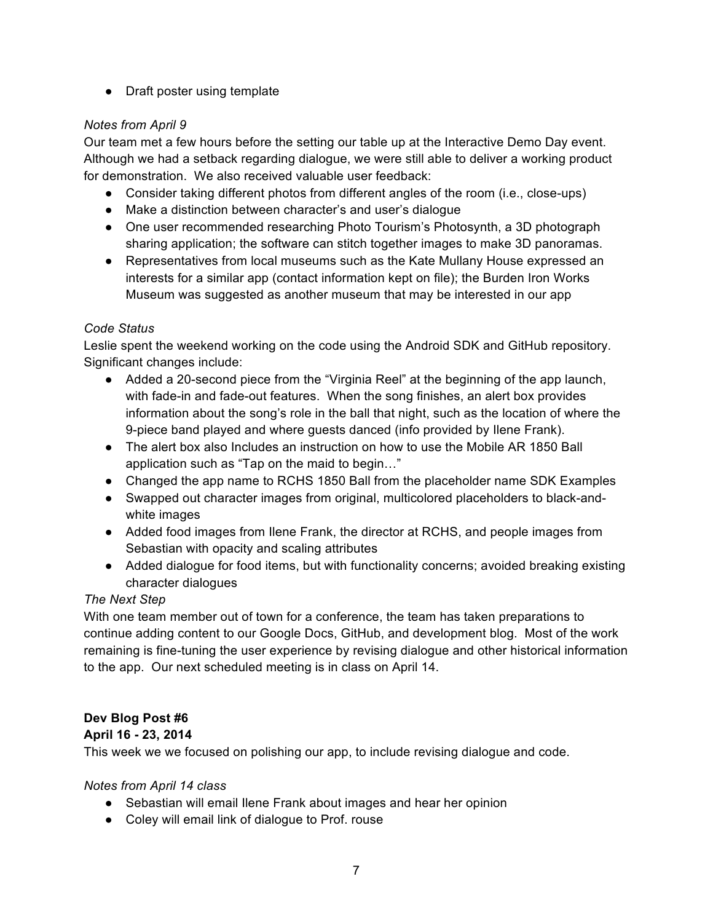- Draft poster using template

*Notes from April 9*

Our team met a few hours before the setting our table up at the Interactive Demo Day event. Although we had a setback regarding dialogue, we were still able to deliver a working product for demonstration. We also received valuable user feedback:

- Consider taking different photos from different angles of the room (i.e., close-ups)
- Make a distinction between character's and user's dialogue
- One user recommended researching Photo Tourism's Photosynth, a 3D photograph sharing application; the software can stitch together images to make 3D panoramas.
- Representatives from local museums such as the Kate Mullany House expressed an interests for a similar app (contact information kept on file); the Burden Iron Works Museum was suggested as another museum that may be interested in our app

*Code Status*

Leslie spent the weekend working on the code using the Android SDK and GitHub repository. Significant changes include:

- Added a 20-second piece from the "Virginia Reel" at the beginning of the app launch, with fade-in and fade-out features. When the song finishes, an alert box provides information about the song's role in the ball that night, such as the location of where the 9-piece band played and where guests danced (info provided by Ilene Frank).
- The alert box also Includes an instruction on how to use the Mobile AR 1850 Ball application such as "Tap on the maid to begin…"
- Changed the app name to RCHS 1850 Ball from the placeholder name SDK Examples
- Swapped out character images from original, multicolored placeholders to black-and-white images
- Added food images from Ilene Frank, the director at RCHS, and people images from Sebastian with opacity and scaling attributes
- Added dialogue for food items, but with functionality concerns; avoided breaking existing character dialogues

*The Next Step*

With one team member out of town for a conference, the team has taken preparations to continue adding content to our Google Docs, GitHub, and development blog. Most of the work remaining is fine-tuning the user experience by revising dialogue and other historical information to the app. Our next scheduled meeting is in class on April 14.

**Dev Blog Post #6**

**April 16 - 23, 2014**

This week we we focused on polishing our app, to include revising dialogue and code.

*Notes from April 14 class*

- Sebastian will email Ilene Frank about images and hear her opinion
- Coley will email link of dialogue to Prof. rouse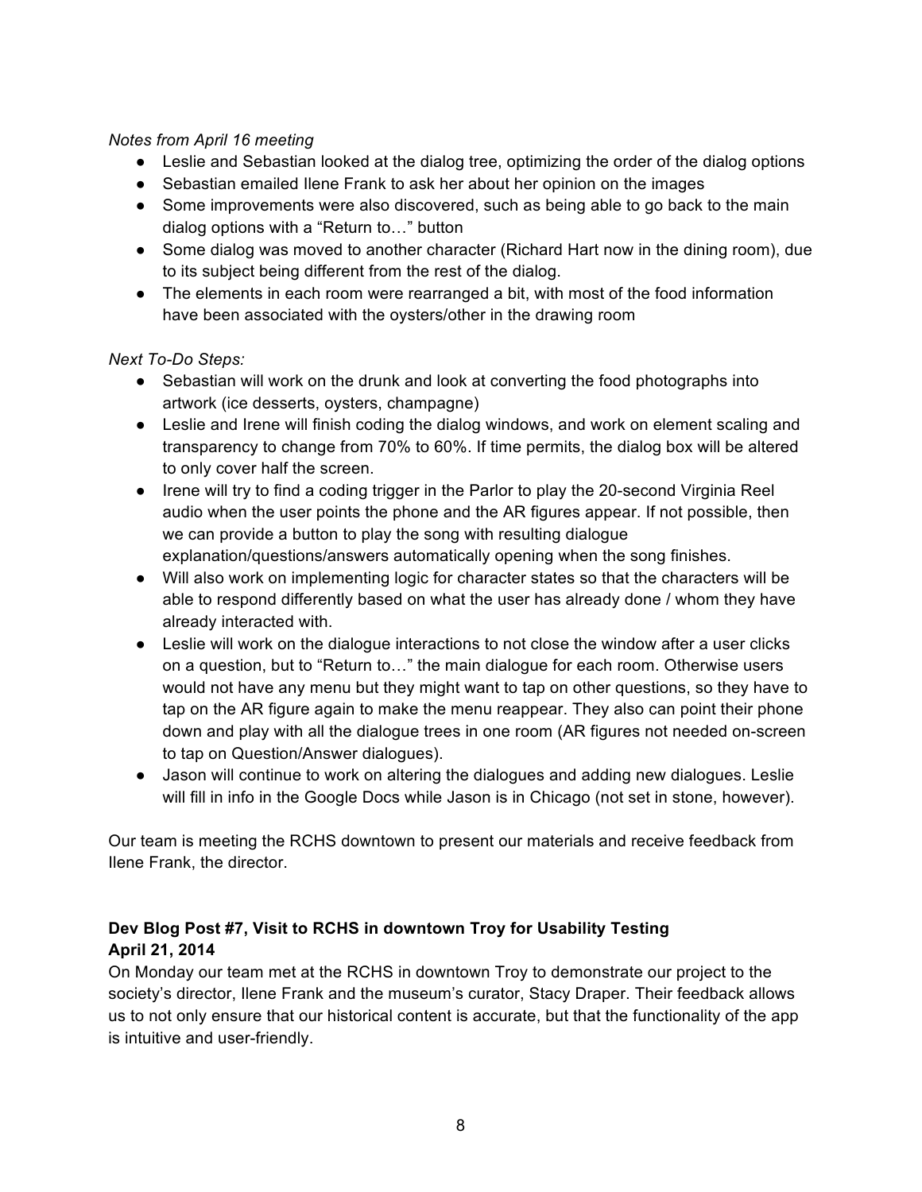*Notes from April 16 meeting*

- Leslie and Sebastian looked at the dialog tree, optimizing the order of the dialog options
- Sebastian emailed Ilene Frank to ask her about her opinion on the images
- Some improvements were also discovered, such as being able to go back to the main dialog options with a "Return to…" button
- Some dialog was moved to another character (Richard Hart now in the dining room), due to its subject being different from the rest of the dialog.
- The elements in each room were rearranged a bit, with most of the food information have been associated with the oysters/other in the drawing room

*Next To-Do Steps:*

- Sebastian will work on the drunk and look at converting the food photographs into artwork (ice desserts, oysters, champagne)
- Leslie and Irene will finish coding the dialog windows, and work on element scaling and transparency to change from 70% to 60%. If time permits, the dialog box will be altered to only cover half the screen.
- Irene will try to find a coding trigger in the Parlor to play the 20-second Virginia Reel audio when the user points the phone and the AR figures appear. If not possible, then we can provide a button to play the song with resulting dialogue explanation/questions/answers automatically opening when the song finishes.
- Will also work on implementing logic for character states so that the characters will be able to respond differently based on what the user has already done / whom they have already interacted with.
- Leslie will work on the dialogue interactions to not close the window after a user clicks on a question, but to "Return to…" the main dialogue for each room. Otherwise users would not have any menu but they might want to tap on other questions, so they have to tap on the AR figure again to make the menu reappear. They also can point their phone down and play with all the dialogue trees in one room (AR figures not needed on-screen to tap on Question/Answer dialogues).
- Jason will continue to work on altering the dialogues and adding new dialogues. Leslie will fill in info in the Google Docs while Jason is in Chicago (not set in stone, however).

Our team is meeting the RCHS downtown to present our materials and receive feedback from Ilene Frank, the director.

**Dev Blog Post #7, Visit to RCHS in downtown Troy for Usability Testing**
**April 21, 2014**

On Monday our team met at the RCHS in downtown Troy to demonstrate our project to the society's director, Ilene Frank and the museum's curator, Stacy Draper. Their feedback allows us to not only ensure that our historical content is accurate, but that the functionality of the app is intuitive and user-friendly.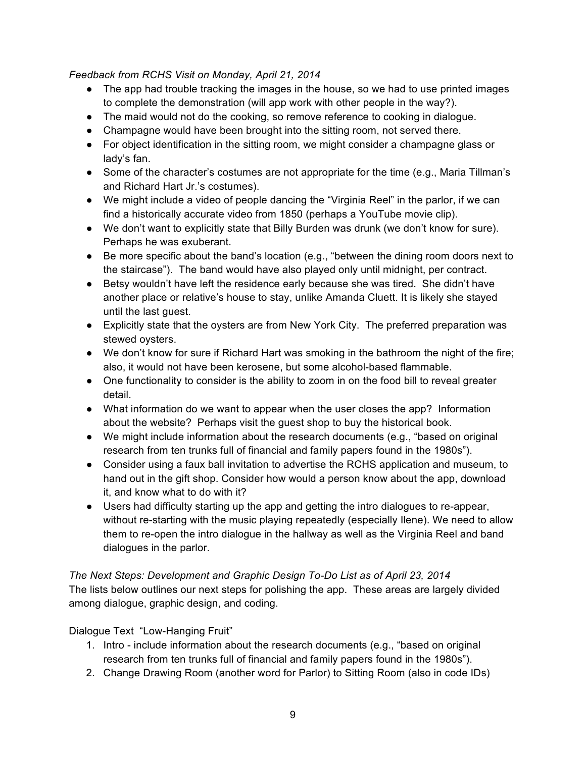*Feedback from RCHS Visit on Monday, April 21, 2014*

- The app had trouble tracking the images in the house, so we had to use printed images to complete the demonstration (will app work with other people in the way?).
- The maid would not do the cooking, so remove reference to cooking in dialogue.
- Champagne would have been brought into the sitting room, not served there.
- For object identification in the sitting room, we might consider a champagne glass or lady's fan.
- Some of the character's costumes are not appropriate for the time (e.g., Maria Tillman's and Richard Hart Jr.'s costumes).
- We might include a video of people dancing the "Virginia Reel" in the parlor, if we can find a historically accurate video from 1850 (perhaps a YouTube movie clip).
- We don't want to explicitly state that Billy Burden was drunk (we don't know for sure). Perhaps he was exuberant.
- Be more specific about the band's location (e.g., "between the dining room doors next to the staircase"). The band would have also played only until midnight, per contract.
- Betsy wouldn't have left the residence early because she was tired. She didn't have another place or relative's house to stay, unlike Amanda Cluett. It is likely she stayed until the last guest.
- Explicitly state that the oysters are from New York City. The preferred preparation was stewed oysters.
- We don't know for sure if Richard Hart was smoking in the bathroom the night of the fire; also, it would not have been kerosene, but some alcohol-based flammable.
- One functionality to consider is the ability to zoom in on the food bill to reveal greater detail.
- What information do we want to appear when the user closes the app? Information about the website? Perhaps visit the guest shop to buy the historical book.
- We might include information about the research documents (e.g., "based on original research from ten trunks full of financial and family papers found in the 1980s").
- Consider using a faux ball invitation to advertise the RCHS application and museum, to hand out in the gift shop. Consider how would a person know about the app, download it, and know what to do with it?
- Users had difficulty starting up the app and getting the intro dialogues to re-appear, without re-starting with the music playing repeatedly (especially Ilene). We need to allow them to re-open the intro dialogue in the hallway as well as the Virginia Reel and band dialogues in the parlor.

*The Next Steps: Development and Graphic Design To-Do List as of April 23, 2014*

The lists below outlines our next steps for polishing the app. These areas are largely divided among dialogue, graphic design, and coding.

Dialogue Text "Low-Hanging Fruit"

1. Intro - include information about the research documents (e.g., "based on original research from ten trunks full of financial and family papers found in the 1980s").
2. Change Drawing Room (another word for Parlor) to Sitting Room (also in code IDs)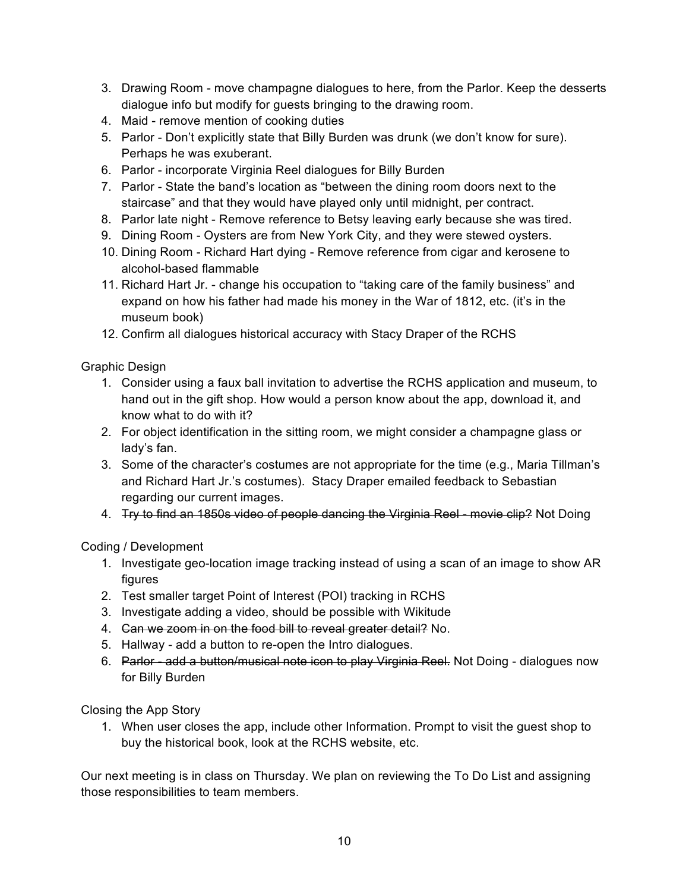3. Drawing Room - move champagne dialogues to here, from the Parlor. Keep the desserts dialogue info but modify for guests bringing to the drawing room.
4. Maid - remove mention of cooking duties
5. Parlor - Don't explicitly state that Billy Burden was drunk (we don't know for sure). Perhaps he was exuberant.
6. Parlor - incorporate Virginia Reel dialogues for Billy Burden
7. Parlor - State the band's location as "between the dining room doors next to the staircase" and that they would have played only until midnight, per contract.
8. Parlor late night - Remove reference to Betsy leaving early because she was tired.
9. Dining Room - Oysters are from New York City, and they were stewed oysters.
10. Dining Room - Richard Hart dying - Remove reference from cigar and kerosene to alcohol-based flammable
11. Richard Hart Jr. - change his occupation to "taking care of the family business" and expand on how his father had made his money in the War of 1812, etc. (it's in the museum book)
12. Confirm all dialogues historical accuracy with Stacy Draper of the RCHS

Graphic Design

1. Consider using a faux ball invitation to advertise the RCHS application and museum, to hand out in the gift shop. How would a person know about the app, download it, and know what to do with it?
2. For object identification in the sitting room, we might consider a champagne glass or lady's fan.
3. Some of the character's costumes are not appropriate for the time (e.g., Maria Tillman's and Richard Hart Jr.'s costumes). Stacy Draper emailed feedback to Sebastian regarding our current images.
4. ~~Try to find an 1850s video of people dancing the Virginia Reel - movie clip?~~ Not Doing

Coding / Development

1. Investigate geo-location image tracking instead of using a scan of an image to show AR figures
2. Test smaller target Point of Interest (POI) tracking in RCHS
3. Investigate adding a video, should be possible with Wikitude
4. ~~Can we zoom in on the food bill to reveal greater detail?~~ No.
5. Hallway - add a button to re-open the Intro dialogues.
6. ~~Parlor - add a button/musical note icon to play Virginia Reel.~~ Not Doing - dialogues now for Billy Burden

Closing the App Story

1. When user closes the app, include other Information. Prompt to visit the guest shop to buy the historical book, look at the RCHS website, etc.

Our next meeting is in class on Thursday. We plan on reviewing the To Do List and assigning those responsibilities to team members.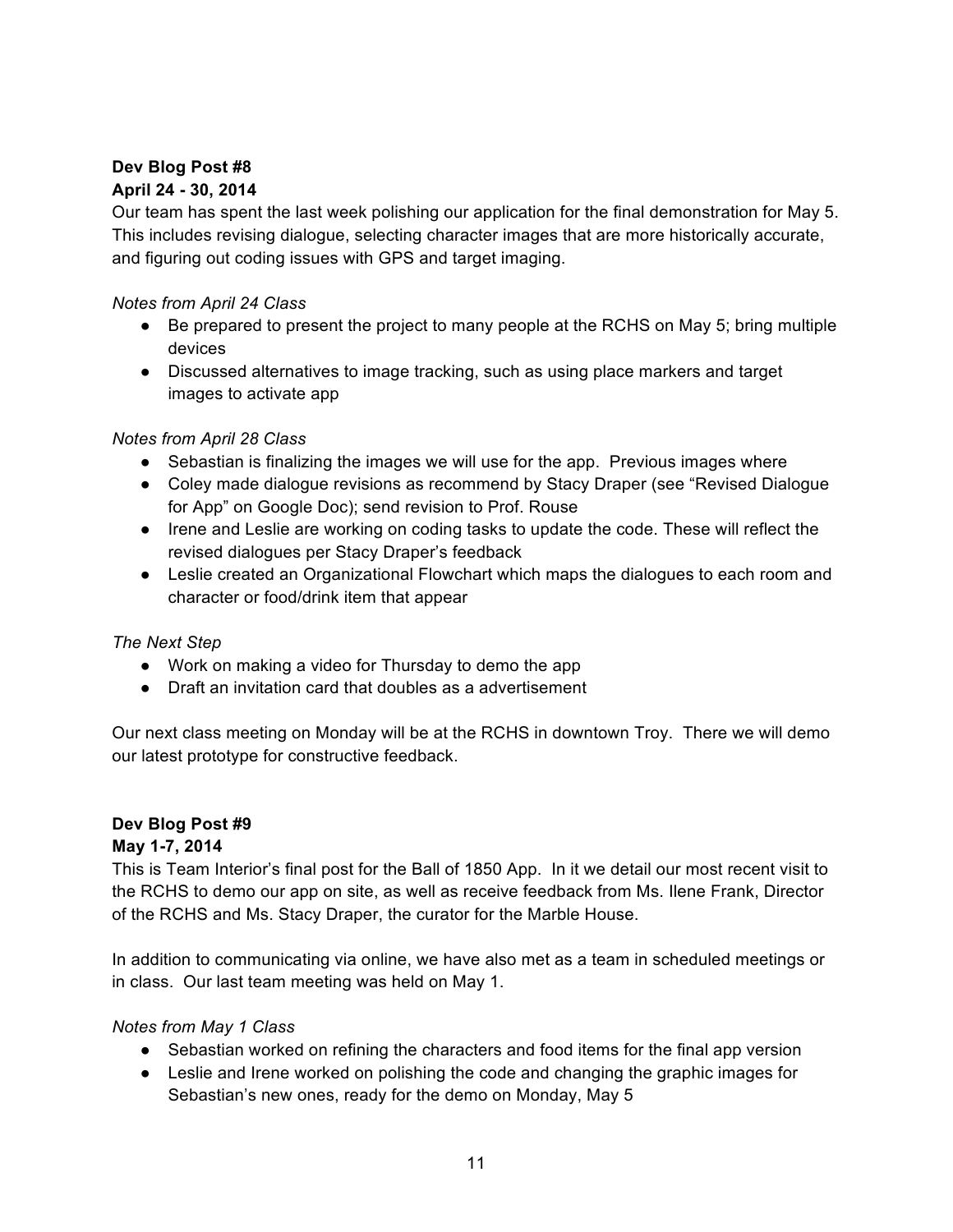**Dev Blog Post #8**
**April 24 - 30, 2014**
Our team has spent the last week polishing our application for the final demonstration for May 5. This includes revising dialogue, selecting character images that are more historically accurate, and figuring out coding issues with GPS and target imaging.

*Notes from April 24 Class*

- Be prepared to present the project to many people at the RCHS on May 5; bring multiple devices
- Discussed alternatives to image tracking, such as using place markers and target images to activate app

*Notes from April 28 Class*

- Sebastian is finalizing the images we will use for the app. Previous images where
- Coley made dialogue revisions as recommend by Stacy Draper (see "Revised Dialogue for App" on Google Doc); send revision to Prof. Rouse
- Irene and Leslie are working on coding tasks to update the code. These will reflect the revised dialogues per Stacy Draper's feedback
- Leslie created an Organizational Flowchart which maps the dialogues to each room and character or food/drink item that appear

*The Next Step*

- Work on making a video for Thursday to demo the app
- Draft an invitation card that doubles as a advertisement

Our next class meeting on Monday will be at the RCHS in downtown Troy. There we will demo our latest prototype for constructive feedback.

**Dev Blog Post #9**
**May 1-7, 2014**
This is Team Interior's final post for the Ball of 1850 App. In it we detail our most recent visit to the RCHS to demo our app on site, as well as receive feedback from Ms. Ilene Frank, Director of the RCHS and Ms. Stacy Draper, the curator for the Marble House.

In addition to communicating via online, we have also met as a team in scheduled meetings or in class. Our last team meeting was held on May 1.

*Notes from May 1 Class*

- Sebastian worked on refining the characters and food items for the final app version
- Leslie and Irene worked on polishing the code and changing the graphic images for Sebastian's new ones, ready for the demo on Monday, May 5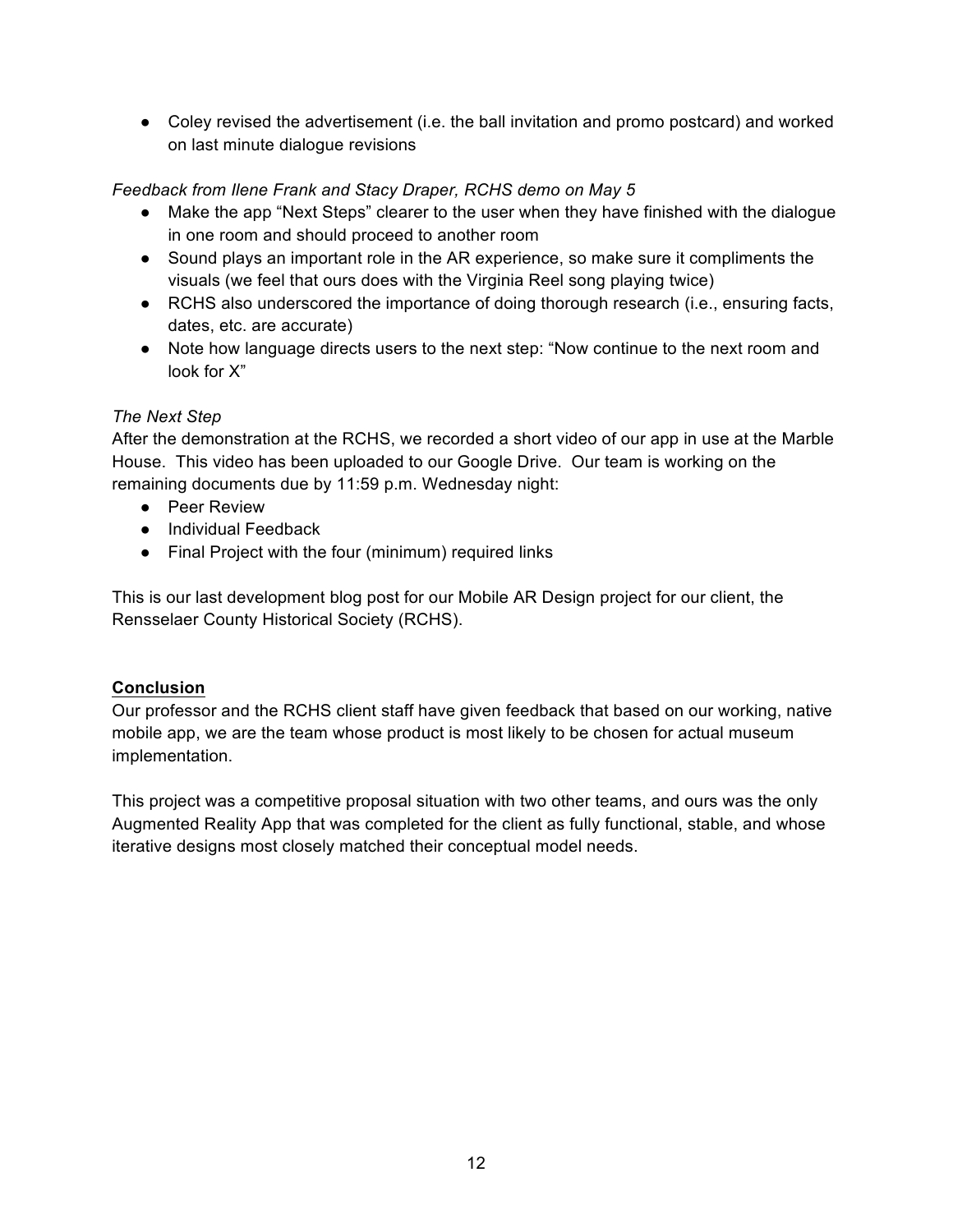- Coley revised the advertisement (i.e. the ball invitation and promo postcard) and worked on last minute dialogue revisions

*Feedback from Ilene Frank and Stacy Draper, RCHS demo on May 5*

- Make the app "Next Steps" clearer to the user when they have finished with the dialogue in one room and should proceed to another room
- Sound plays an important role in the AR experience, so make sure it compliments the visuals (we feel that ours does with the Virginia Reel song playing twice)
- RCHS also underscored the importance of doing thorough research (i.e., ensuring facts, dates, etc. are accurate)
- Note how language directs users to the next step: "Now continue to the next room and look for X"

*The Next Step*

After the demonstration at the RCHS, we recorded a short video of our app in use at the Marble House. This video has been uploaded to our Google Drive. Our team is working on the remaining documents due by 11:59 p.m. Wednesday night:

- Peer Review
- Individual Feedback
- Final Project with the four (minimum) required links

This is our last development blog post for our Mobile AR Design project for our client, the Rensselaer County Historical Society (RCHS).

**<u>Conclusion</u>**

Our professor and the RCHS client staff have given feedback that based on our working, native mobile app, we are the team whose product is most likely to be chosen for actual museum implementation.

This project was a competitive proposal situation with two other teams, and ours was the only Augmented Reality App that was completed for the client as fully functional, stable, and whose iterative designs most closely matched their conceptual model needs.